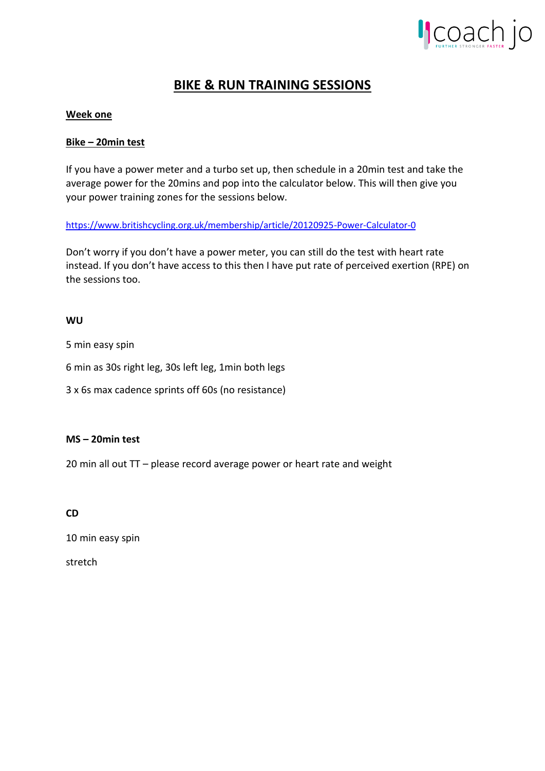# BIKE & RUN TRAINING SESSIONS

## Week one

### Bike – 20min test

If you have a power meter and a turbo set up, then schedule in a 20min test and take the average power for the 20mins and pop into the calculator below. This will then give you your power training zones for the sessions below.

https://www.britishcycling.org.uk/membership/article/20120925-Power-Calculator-0

Don't worry if you don't have a power meter, you can still do the test with heart rate instead. If you don't have access to this then I have put rate of perceived exertion (RPE) on the sessions too.

**WU**

5 min easy spin

6 min as 30s right leg, 30s left leg, 1min both legs

3 x 6s max cadence sprints off 60s (no resistance)

**MS – 20min test**

20 min all out TT – please record average power or heart rate and weight

**CD**

10 min easy spin

stretch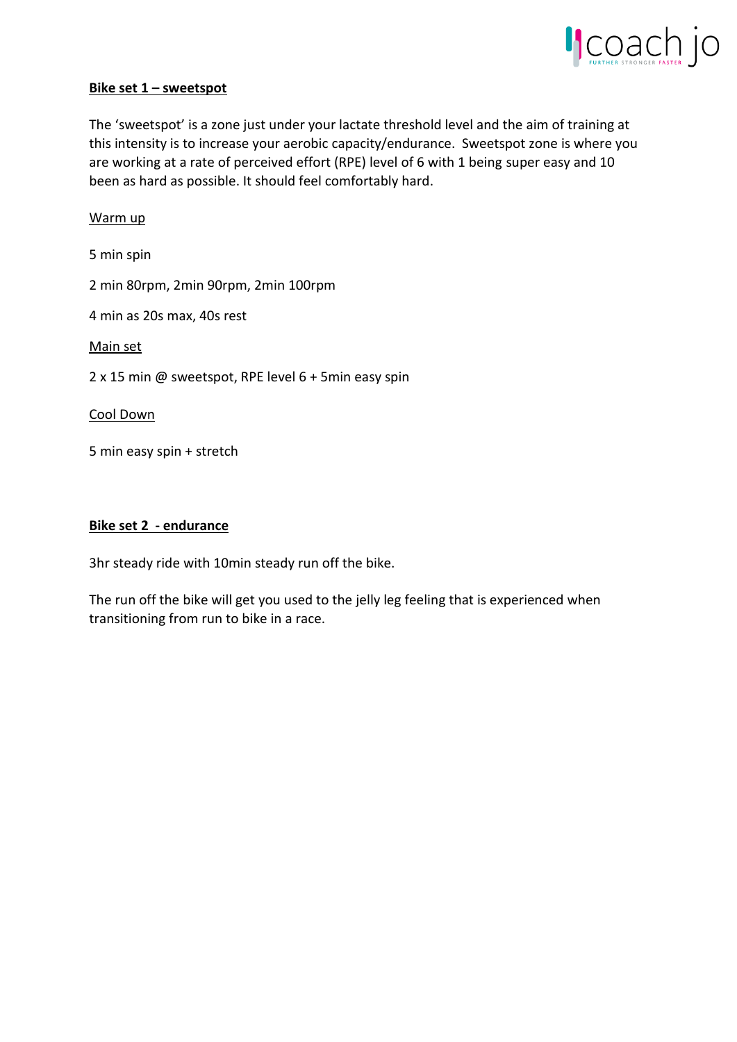**Bike set 1 – sweetspot**

The 'sweetspot' is a zone just under your lactate threshold level and the aim of training at this intensity is to increase your aerobic capacity/endurance. Sweetspot zone is where you are working at a rate of perceived effort (RPE) level of 6 with 1 being super easy and 10 been as hard as possible. It should feel comfortably hard.

Warm up

5 min spin

2 min 80rpm, 2min 90rpm, 2min 100rpm

4 min as 20s max, 40s rest

Main set

2 x 15 min @ sweetspot, RPE level 6 + 5min easy spin

Cool Down

5 min easy spin + stretch

**Bike set 2 - endurance**

3hr steady ride with 10min steady run off the bike.

The run off the bike will get you used to the jelly leg feeling that is experienced when transitioning from run to bike in a race.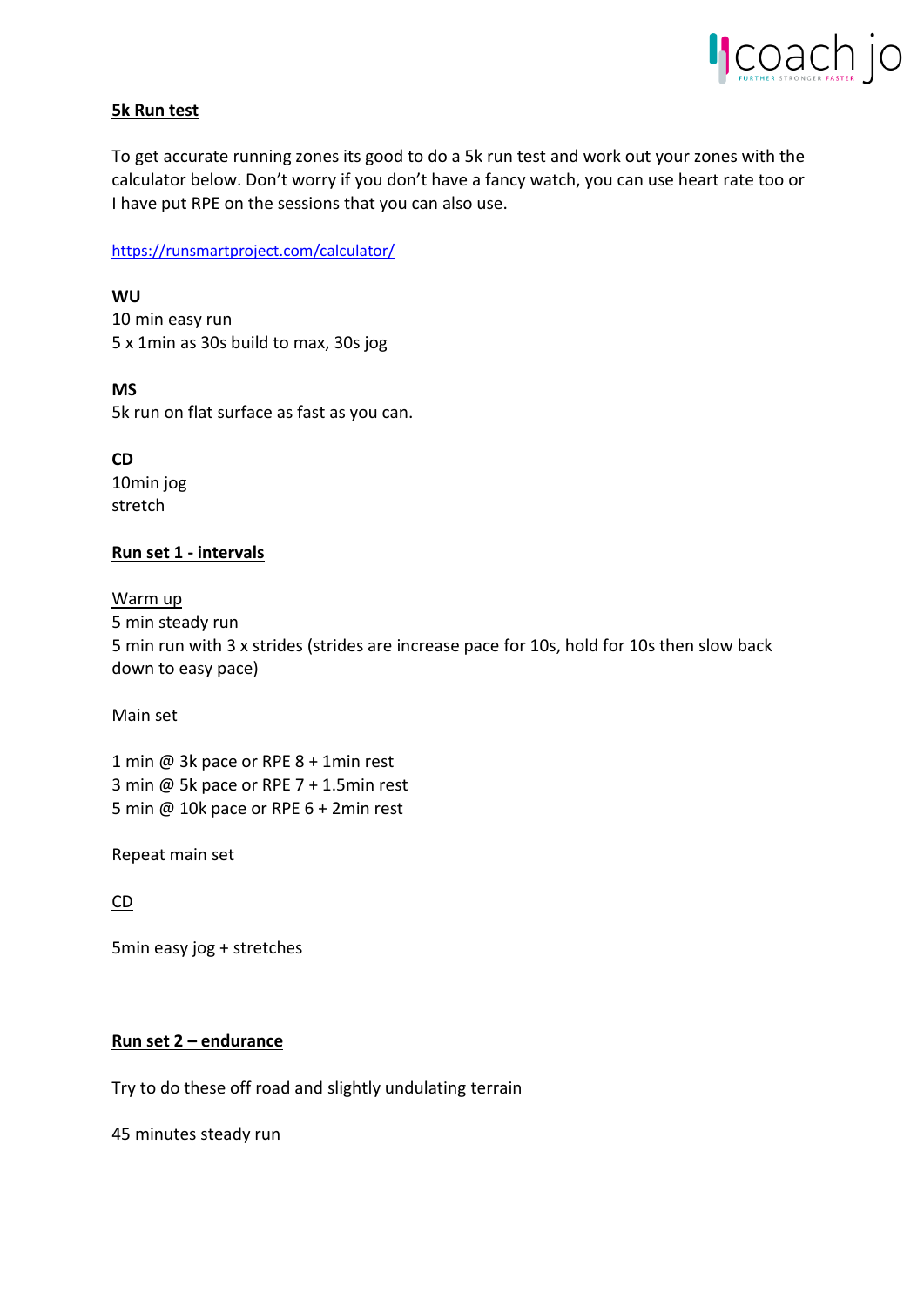**<u>5k Run test</u>**

To get accurate running zones its good to do a 5k run test and work out your zones with the calculator below. Don't worry if you don't have a fancy watch, you can use heart rate too or I have put RPE on the sessions that you can also use.

[https://runsmartproject.com/calculator/](https://runsmartproject.com/calculator/)

**WU**
10 min easy run
5 x 1min as 30s build to max, 30s jog

**MS**
5k run on flat surface as fast as you can.

**CD**
10min jog
stretch

**<u>Run set 1 - intervals</u>**

<u>Warm up</u>
5 min steady run
5 min run with 3 x strides (strides are increase pace for 10s, hold for 10s then slow back down to easy pace)

<u>Main set</u>

1 min @ 3k pace or RPE 8 + 1min rest
3 min @ 5k pace or RPE 7 + 1.5min rest
5 min @ 10k pace or RPE 6 + 2min rest

Repeat main set

<u>CD</u>

5min easy jog + stretches

**<u>Run set 2 – endurance</u>**

Try to do these off road and slightly undulating terrain

45 minutes steady run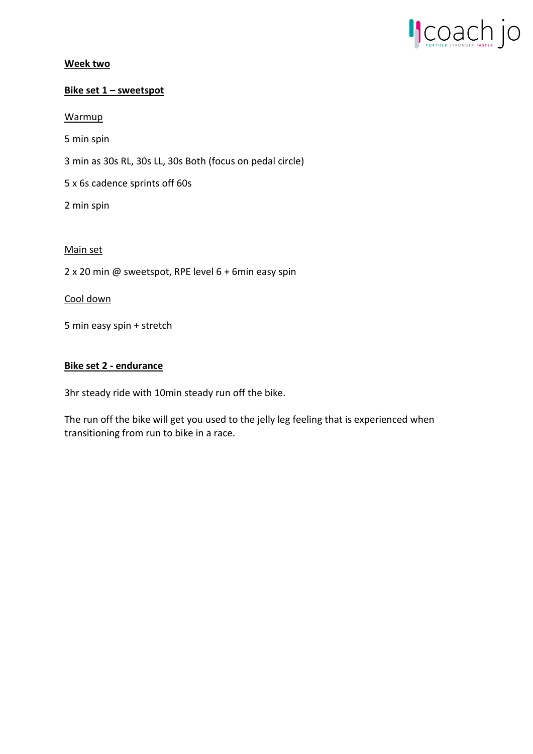**Week two**

**Bike set 1 – sweetspot**

Warmup

5 min spin

3 min as 30s RL, 30s LL, 30s Both (focus on pedal circle)

5 x 6s cadence sprints off 60s

2 min spin

Main set

2 x 20 min @ sweetspot, RPE level 6 + 6min easy spin

Cool down

5 min easy spin + stretch

**Bike set 2 - endurance**

3hr steady ride with 10min steady run off the bike.

The run off the bike will get you used to the jelly leg feeling that is experienced when transitioning from run to bike in a race.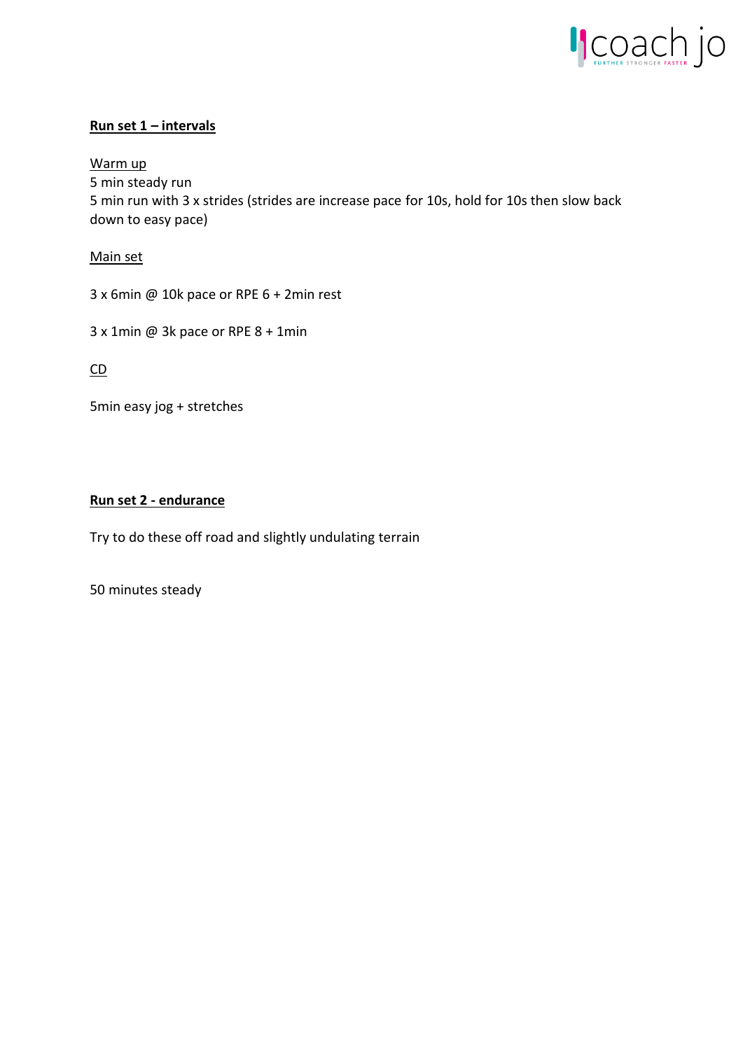## Run set 1 – intervals

Warm up

5 min steady run

5 min run with 3 x strides (strides are increase pace for 10s, hold for 10s then slow back down to easy pace)

Main set

3 x 6min @ 10k pace or RPE 6 + 2min rest

3 x 1min @ 3k pace or RPE 8 + 1min

CD

5min easy jog + stretches

## Run set 2 - endurance

Try to do these off road and slightly undulating terrain

50 minutes steady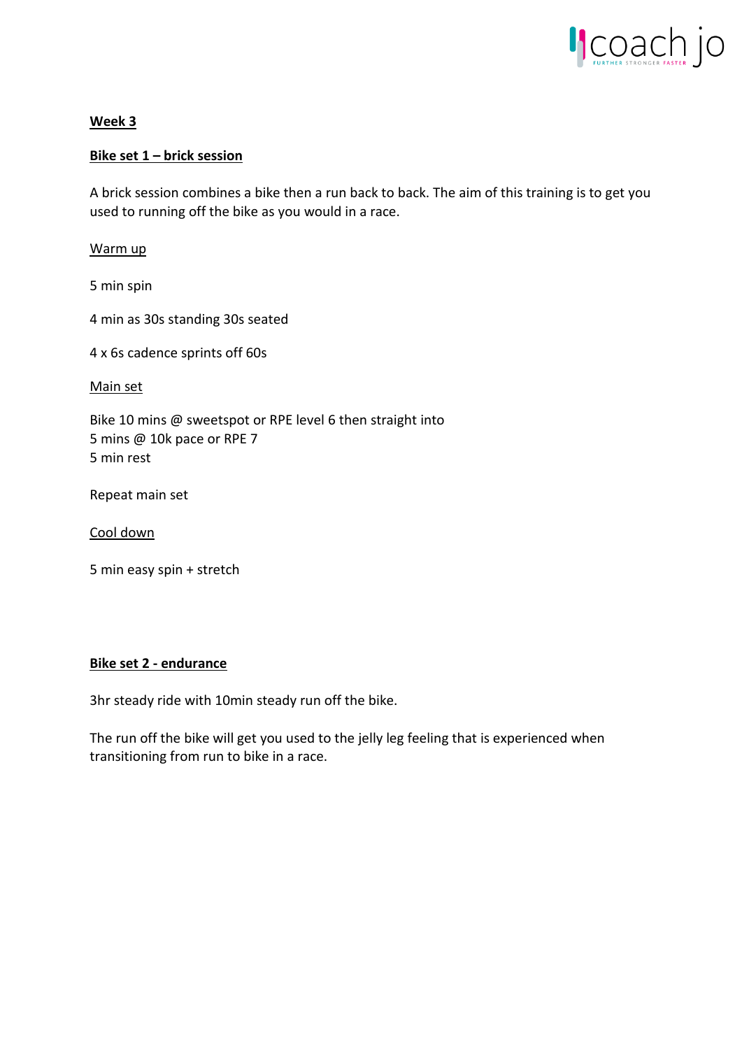## Week 3

### Bike set 1 – brick session

A brick session combines a bike then a run back to back. The aim of this training is to get you used to running off the bike as you would in a race.

Warm up

5 min spin

4 min as 30s standing 30s seated

4 x 6s cadence sprints off 60s

Main set

Bike 10 mins @ sweetspot or RPE level 6 then straight into
5 mins @ 10k pace or RPE 7
5 min rest

Repeat main set

Cool down

5 min easy spin + stretch

### Bike set 2 - endurance

3hr steady ride with 10min steady run off the bike.

The run off the bike will get you used to the jelly leg feeling that is experienced when transitioning from run to bike in a race.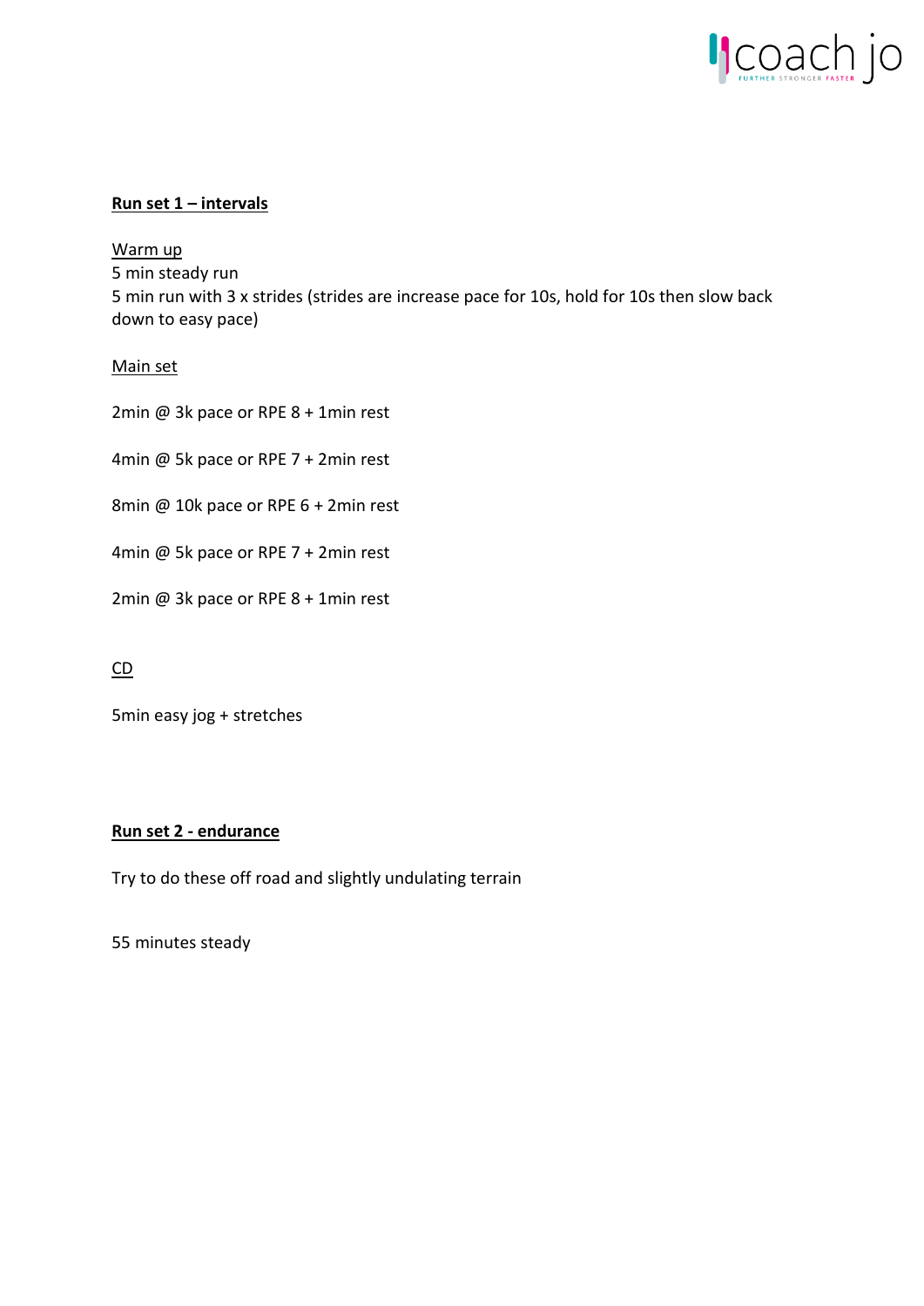**Run set 1 – intervals**

Warm up
5 min steady run
5 min run with 3 x strides (strides are increase pace for 10s, hold for 10s then slow back down to easy pace)

Main set

2min @ 3k pace or RPE 8 + 1min rest

4min @ 5k pace or RPE 7 + 2min rest

8min @ 10k pace or RPE 6 + 2min rest

4min @ 5k pace or RPE 7 + 2min rest

2min @ 3k pace or RPE 8 + 1min rest

CD

5min easy jog + stretches

**Run set 2 - endurance**

Try to do these off road and slightly undulating terrain

55 minutes steady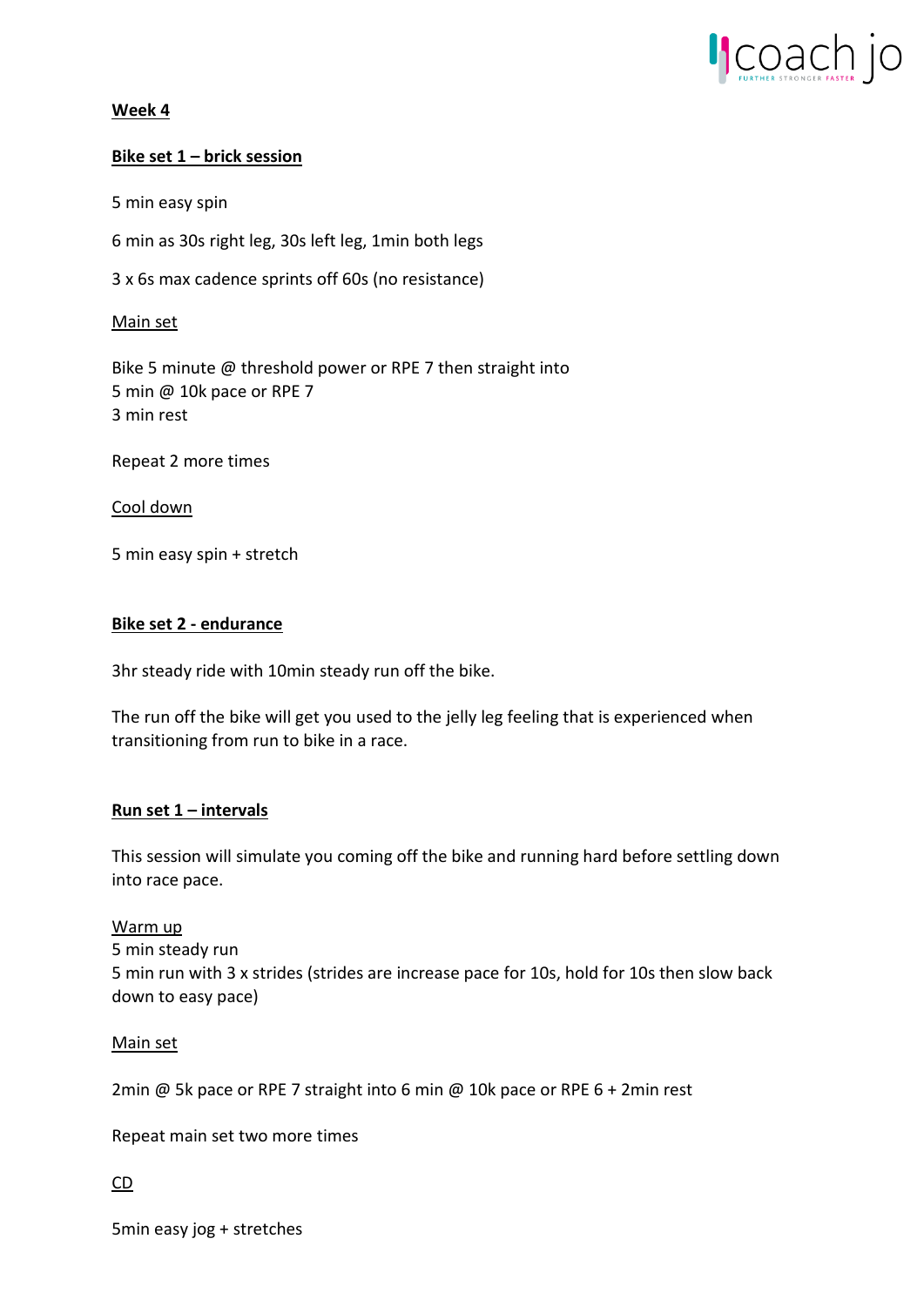**Week 4**

**Bike set 1 – brick session**

5 min easy spin

6 min as 30s right leg, 30s left leg, 1min both legs

3 x 6s max cadence sprints off 60s (no resistance)

Main set

Bike 5 minute @ threshold power or RPE 7 then straight into
5 min @ 10k pace or RPE 7
3 min rest

Repeat 2 more times

Cool down

5 min easy spin + stretch

**Bike set 2 - endurance**

3hr steady ride with 10min steady run off the bike.

The run off the bike will get you used to the jelly leg feeling that is experienced when transitioning from run to bike in a race.

**Run set 1 – intervals**

This session will simulate you coming off the bike and running hard before settling down into race pace.

Warm up
5 min steady run
5 min run with 3 x strides (strides are increase pace for 10s, hold for 10s then slow back down to easy pace)

Main set

2min @ 5k pace or RPE 7 straight into 6 min @ 10k pace or RPE 6 + 2min rest

Repeat main set two more times

CD

5min easy jog + stretches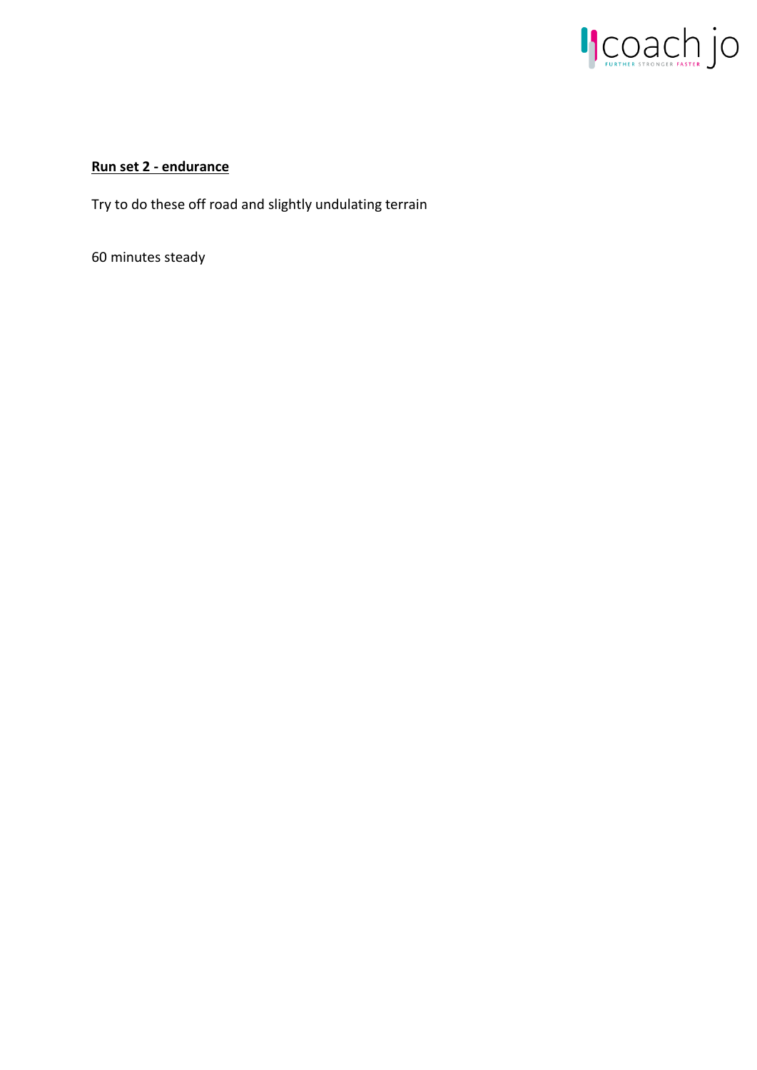**Run set 2 - endurance**

Try to do these off road and slightly undulating terrain

60 minutes steady